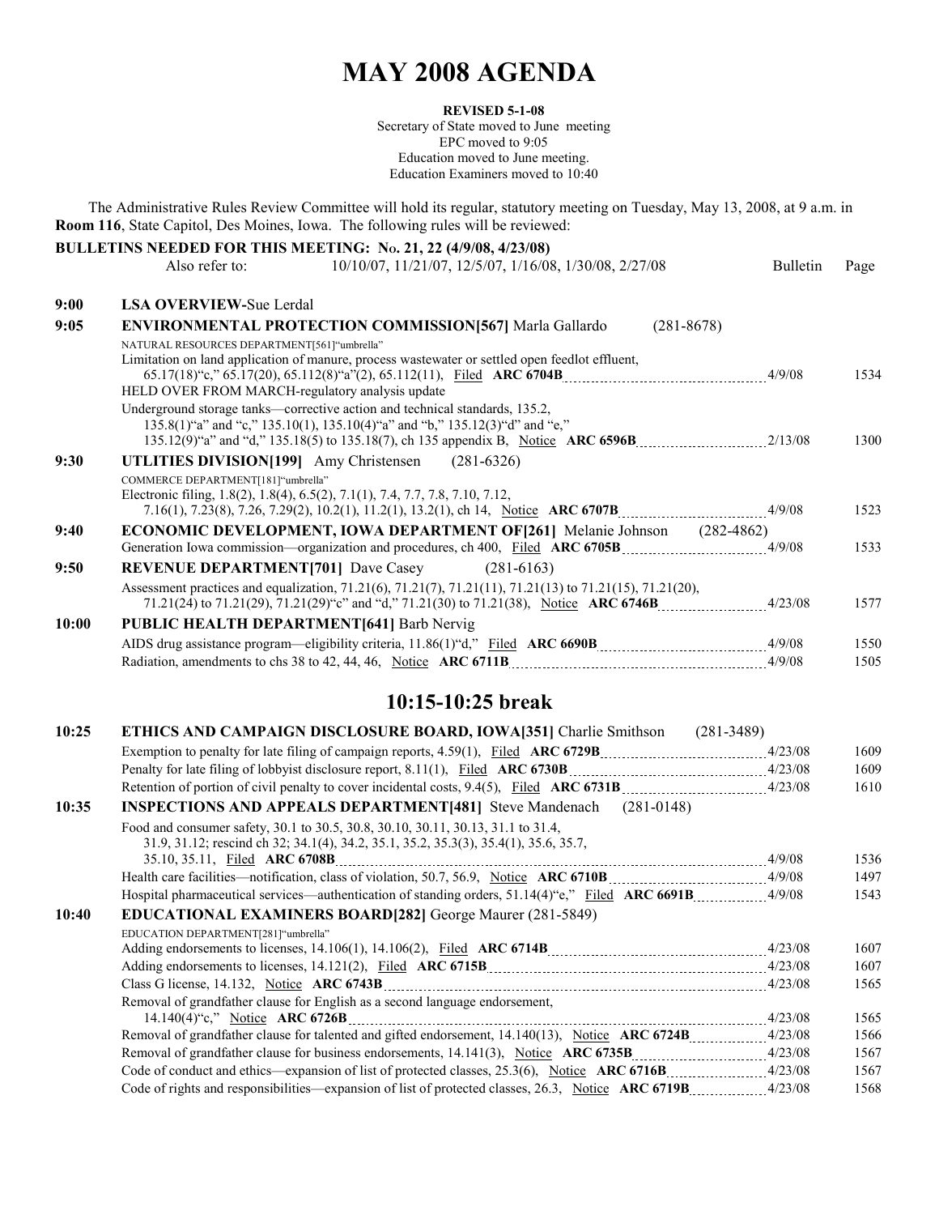# MAY 2008 AGENDA

**REVISED 5-1-08**
Secretary of State moved to June meeting
EPC moved to 9:05
Education moved to June meeting.
Education Examiners moved to 10:40

The Administrative Rules Review Committee will hold its regular, statutory meeting on Tuesday, May 13, 2008, at 9 a.m. in **Room 116**, State Capitol, Des Moines, Iowa. The following rules will be reviewed:

**BULLETINS NEEDED FOR THIS MEETING: No. 21, 22 (4/9/08, 4/23/08)**

Also refer to: 10/10/07, 11/21/07, 12/5/07, 1/16/08, 1/30/08, 2/27/08

| Time | Item | Bulletin | Page |
|---|---|---|---|
| **9:00** | **LSA OVERVIEW**-Sue Lerdal | | |
| **9:05** | **ENVIRONMENTAL PROTECTION COMMISSION[567]** Marla Gallardo (281-8678) | | |
| | NATURAL RESOURCES DEPARTMENT[561]"umbrella" | | |
| | Limitation on land application of manure, process wastewater or settled open feedlot effluent, 65.17(18)"c," 65.17(20), 65.112(8)"a"(2), 65.112(11), Filed **ARC 6704B** | 4/9/08 | 1534 |
| | HELD OVER FROM MARCH-regulatory analysis update | | |
| | Underground storage tanks—corrective action and technical standards, 135.2, 135.8(1)"a" and "c," 135.10(1), 135.10(4)"a" and "b," 135.12(3)"d" and "e," 135.12(9)"a" and "d," 135.18(5) to 135.18(7), ch 135 appendix B, Notice **ARC 6596B** | 2/13/08 | 1300 |
| **9:30** | **UTLITIES DIVISION[199]** Amy Christensen (281-6326) | | |
| | COMMERCE DEPARTMENT[181]"umbrella" | | |
| | Electronic filing, 1.8(2), 1.8(4), 6.5(2), 7.1(1), 7.4, 7.7, 7.8, 7.10, 7.12, 7.16(1), 7.23(8), 7.26, 7.29(2), 10.2(1), 11.2(1), 13.2(1), ch 14, Notice **ARC 6707B** | 4/9/08 | 1523 |
| **9:40** | **ECONOMIC DEVELOPMENT, IOWA DEPARTMENT OF[261]** Melanie Johnson (282-4862) | | |
| | Generation Iowa commission—organization and procedures, ch 400, Filed **ARC 6705B** | 4/9/08 | 1533 |
| **9:50** | **REVENUE DEPARTMENT[701]** Dave Casey (281-6163) | | |
| | Assessment practices and equalization, 71.21(6), 71.21(7), 71.21(11), 71.21(13) to 71.21(15), 71.21(20), 71.21(24) to 71.21(29), 71.21(29)"c" and "d," 71.21(30) to 71.21(38), Notice **ARC 6746B** | 4/23/08 | 1577 |
| **10:00** | **PUBLIC HEALTH DEPARTMENT[641]** Barb Nervig | | |
| | AIDS drug assistance program—eligibility criteria, 11.86(1)"d," Filed **ARC 6690B** | 4/9/08 | 1550 |
| | Radiation, amendments to chs 38 to 42, 44, 46, Notice **ARC 6711B** | 4/9/08 | 1505 |

## 10:15-10:25 break

| Time | Item | Bulletin | Page |
|---|---|---|---|
| **10:25** | **ETHICS AND CAMPAIGN DISCLOSURE BOARD, IOWA[351]** Charlie Smithson (281-3489) | | |
| | Exemption to penalty for late filing of campaign reports, 4.59(1), Filed **ARC 6729B** | 4/23/08 | 1609 |
| | Penalty for late filing of lobbyist disclosure report, 8.11(1), Filed **ARC 6730B** | 4/23/08 | 1609 |
| | Retention of portion of civil penalty to cover incidental costs, 9.4(5), Filed **ARC 6731B** | 4/23/08 | 1610 |
| **10:35** | **INSPECTIONS AND APPEALS DEPARTMENT[481]** Steve Mandenach (281-0148) | | |
| | Food and consumer safety, 30.1 to 30.5, 30.8, 30.10, 30.11, 30.13, 31.1 to 31.4, 31.9, 31.12; rescind ch 32; 34.1(4), 34.2, 35.1, 35.2, 35.3(3), 35.4(1), 35.6, 35.7, 35.10, 35.11, Filed **ARC 6708B** | 4/9/08 | 1536 |
| | Health care facilities—notification, class of violation, 50.7, 56.9, Notice **ARC 6710B** | 4/9/08 | 1497 |
| | Hospital pharmaceutical services—authentication of standing orders, 51.14(4)"e," Filed **ARC 6691B** | 4/9/08 | 1543 |
| **10:40** | **EDUCATIONAL EXAMINERS BOARD[282]** George Maurer (281-5849) | | |
| | EDUCATION DEPARTMENT[281]"umbrella" | | |
| | Adding endorsements to licenses, 14.106(1), 14.106(2), Filed **ARC 6714B** | 4/23/08 | 1607 |
| | Adding endorsements to licenses, 14.121(2), Filed **ARC 6715B** | 4/23/08 | 1607 |
| | Class G license, 14.132, Notice **ARC 6743B** | 4/23/08 | 1565 |
| | Removal of grandfather clause for English as a second language endorsement, 14.140(4)"e," Notice **ARC 6726B** | 4/23/08 | 1565 |
| | Removal of grandfather clause for talented and gifted endorsement, 14.140(13), Notice **ARC 6724B** | 4/23/08 | 1566 |
| | Removal of grandfather clause for business endorsements, 14.141(3), Notice **ARC 6735B** | 4/23/08 | 1567 |
| | Code of conduct and ethics—expansion of list of protected classes, 25.3(6), Notice **ARC 6716B** | 4/23/08 | 1567 |
| | Code of rights and responsibilities—expansion of list of protected classes, 26.3, Notice **ARC 6719B** | 4/23/08 | 1568 |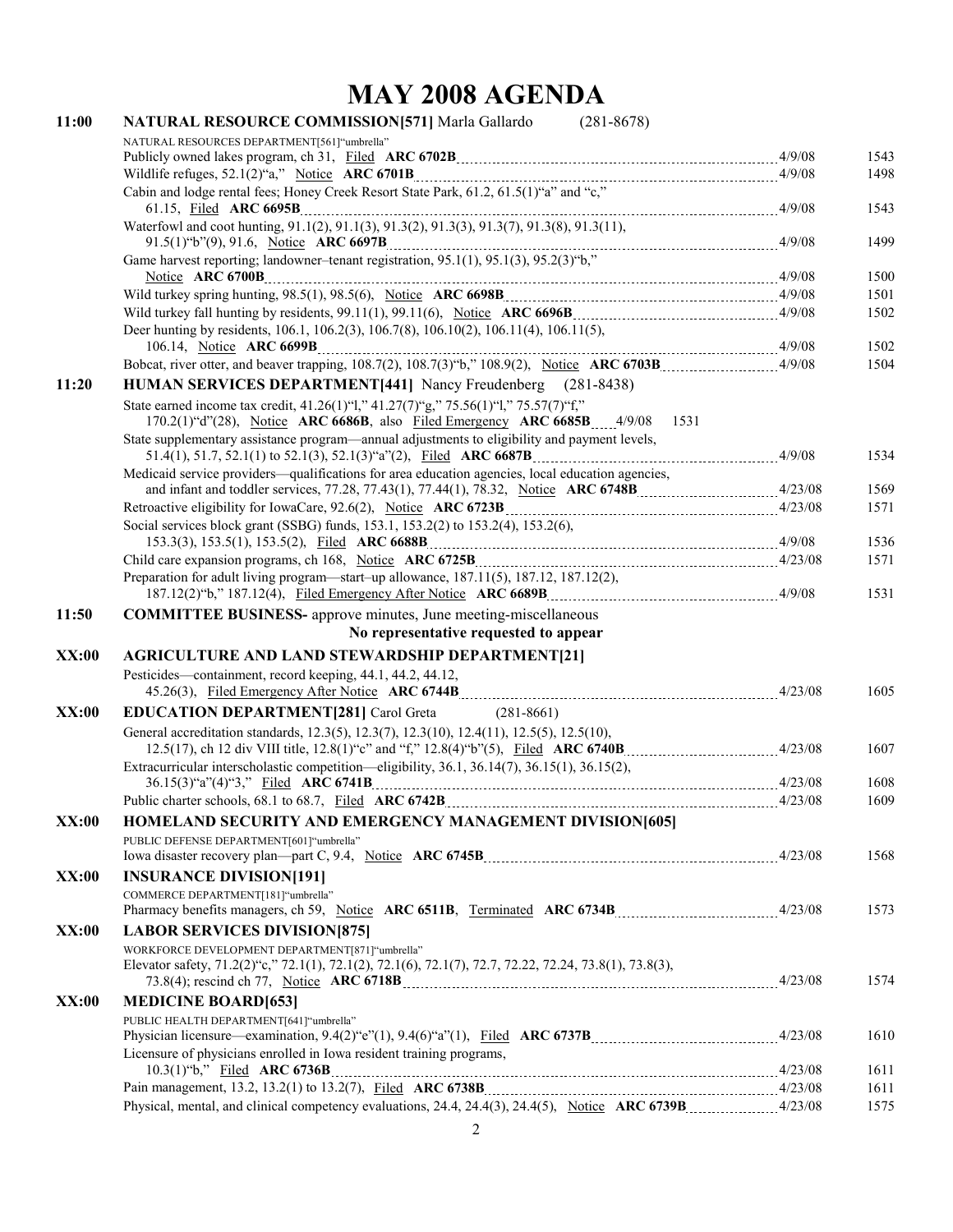# MAY 2008 AGENDA

**11:00** **NATURAL RESOURCE COMMISSION[571]** Marla Gallardo (281-8678)

NATURAL RESOURCES DEPARTMENT[561]"umbrella"

| Item | Date | Page |
|---|---|---|
| Publicly owned lakes program, ch 31, Filed **ARC 6702B** | 4/9/08 | 1543 |
| Wildlife refuges, 52.1(2)"a," Notice **ARC 6701B** | 4/9/08 | 1498 |
| Cabin and lodge rental fees; Honey Creek Resort State Park, 61.2, 61.5(1)"a" and "c," 61.15, Filed **ARC 6695B** | 4/9/08 | 1543 |
| Waterfowl and coot hunting, 91.1(2), 91.1(3), 91.3(2), 91.3(3), 91.3(7), 91.3(8), 91.3(11), 91.5(1)"b"(9), 91.6, Notice **ARC 6697B** | 4/9/08 | 1499 |
| Game harvest reporting; landowner–tenant registration, 95.1(1), 95.1(3), 95.2(3)"b," Notice **ARC 6700B** | 4/9/08 | 1500 |
| Wild turkey spring hunting, 98.5(1), 98.5(6), Notice **ARC 6698B** | 4/9/08 | 1501 |
| Wild turkey fall hunting by residents, 99.11(1), 99.11(6), Notice **ARC 6696B** | 4/9/08 | 1502 |
| Deer hunting by residents, 106.1, 106.2(3), 106.7(8), 106.10(2), 106.11(4), 106.11(5), 106.14, Notice **ARC 6699B** | 4/9/08 | 1502 |
| Bobcat, river otter, and beaver trapping, 108.7(2), 108.7(3)"b," 108.9(2), Notice **ARC 6703B** | 4/9/08 | 1504 |

**11:20** **HUMAN SERVICES DEPARTMENT[441]** Nancy Freudenberg (281-8438)

| Item | Date | Page |
|---|---|---|
| State earned income tax credit, 41.26(1)"l," 41.27(7)"g," 75.56(1)"l," 75.57(7)"f," 170.2(1)"d"(28), Notice **ARC 6686B**, also Filed Emergency **ARC 6685B** | 4/9/08 | 1531 |
| State supplementary assistance program—annual adjustments to eligibility and payment levels, 51.4(1), 51.7, 52.1(1) to 52.1(3), 52.1(3)"a"(2), Filed **ARC 6687B** | 4/9/08 | 1534 |
| Medicaid service providers—qualifications for area education agencies, local education agencies, and infant and toddler services, 77.28, 77.43(1), 77.44(1), 78.32, Notice **ARC 6748B** | 4/23/08 | 1569 |
| Retroactive eligibility for IowaCare, 92.6(2), Notice **ARC 6723B** | 4/23/08 | 1571 |
| Social services block grant (SSBG) funds, 153.1, 153.2(2) to 153.2(4), 153.2(6), 153.3(3), 153.5(1), 153.5(2), Filed **ARC 6688B** | 4/9/08 | 1536 |
| Child care expansion programs, ch 168, Notice **ARC 6725B** | 4/23/08 | 1571 |
| Preparation for adult living program—start–up allowance, 187.11(5), 187.12, 187.12(2), 187.12(2)"b," 187.12(4), Filed Emergency After Notice **ARC 6689B** | 4/9/08 | 1531 |

**11:50** **COMMITTEE BUSINESS-** approve minutes, June meeting-miscellaneous

**No representative requested to appear**

**XX:00** **AGRICULTURE AND LAND STEWARDSHIP DEPARTMENT[21]**

| Item | Date | Page |
|---|---|---|
| Pesticides—containment, record keeping, 44.1, 44.2, 44.12, 45.26(3), Filed Emergency After Notice **ARC 6744B** | 4/23/08 | 1605 |

**XX:00** **EDUCATION DEPARTMENT[281]** Carol Greta (281-8661)

| Item | Date | Page |
|---|---|---|
| General accreditation standards, 12.3(5), 12.3(7), 12.3(10), 12.4(11), 12.5(5), 12.5(10), 12.5(17), ch 12 div VIII title, 12.8(1)"c" and "f," 12.8(4)"b"(5), Filed **ARC 6740B** | 4/23/08 | 1607 |
| Extracurricular interscholastic competition—eligibility, 36.1, 36.14(7), 36.15(1), 36.15(2), 36.15(3)"a"(4)"3," Filed **ARC 6741B** | 4/23/08 | 1608 |
| Public charter schools, 68.1 to 68.7, Filed **ARC 6742B** | 4/23/08 | 1609 |

**XX:00** **HOMELAND SECURITY AND EMERGENCY MANAGEMENT DIVISION[605]**

PUBLIC DEFENSE DEPARTMENT[601]"umbrella"

| Item | Date | Page |
|---|---|---|
| Iowa disaster recovery plan—part C, 9.4, Notice **ARC 6745B** | 4/23/08 | 1568 |

**XX:00** **INSURANCE DIVISION[191]**

COMMERCE DEPARTMENT[181]"umbrella"

| Item | Date | Page |
|---|---|---|
| Pharmacy benefits managers, ch 59, Notice **ARC 6511B**, Terminated **ARC 6734B** | 4/23/08 | 1573 |

**XX:00** **LABOR SERVICES DIVISION[875]**

WORKFORCE DEVELOPMENT DEPARTMENT[871]"umbrella"

| Item | Date | Page |
|---|---|---|
| Elevator safety, 71.2(2)"c," 72.1(1), 72.1(2), 72.1(6), 72.1(7), 72.7, 72.22, 72.24, 73.8(1), 73.8(3), 73.8(4); rescind ch 77, Notice **ARC 6718B** | 4/23/08 | 1574 |

**XX:00** **MEDICINE BOARD[653]**

PUBLIC HEALTH DEPARTMENT[641]"umbrella"

| Item | Date | Page |
|---|---|---|
| Physician licensure—examination, 9.4(2)"e"(1), 9.4(6)"a"(1), Filed **ARC 6737B** | 4/23/08 | 1610 |
| Licensure of physicians enrolled in Iowa resident training programs, 10.3(1)"b," Filed **ARC 6736B** | 4/23/08 | 1611 |
| Pain management, 13.2, 13.2(1) to 13.2(7), Filed **ARC 6738B** | 4/23/08 | 1611 |
| Physical, mental, and clinical competency evaluations, 24.4, 24.4(3), 24.4(5), Notice **ARC 6739B** | 4/23/08 | 1575 |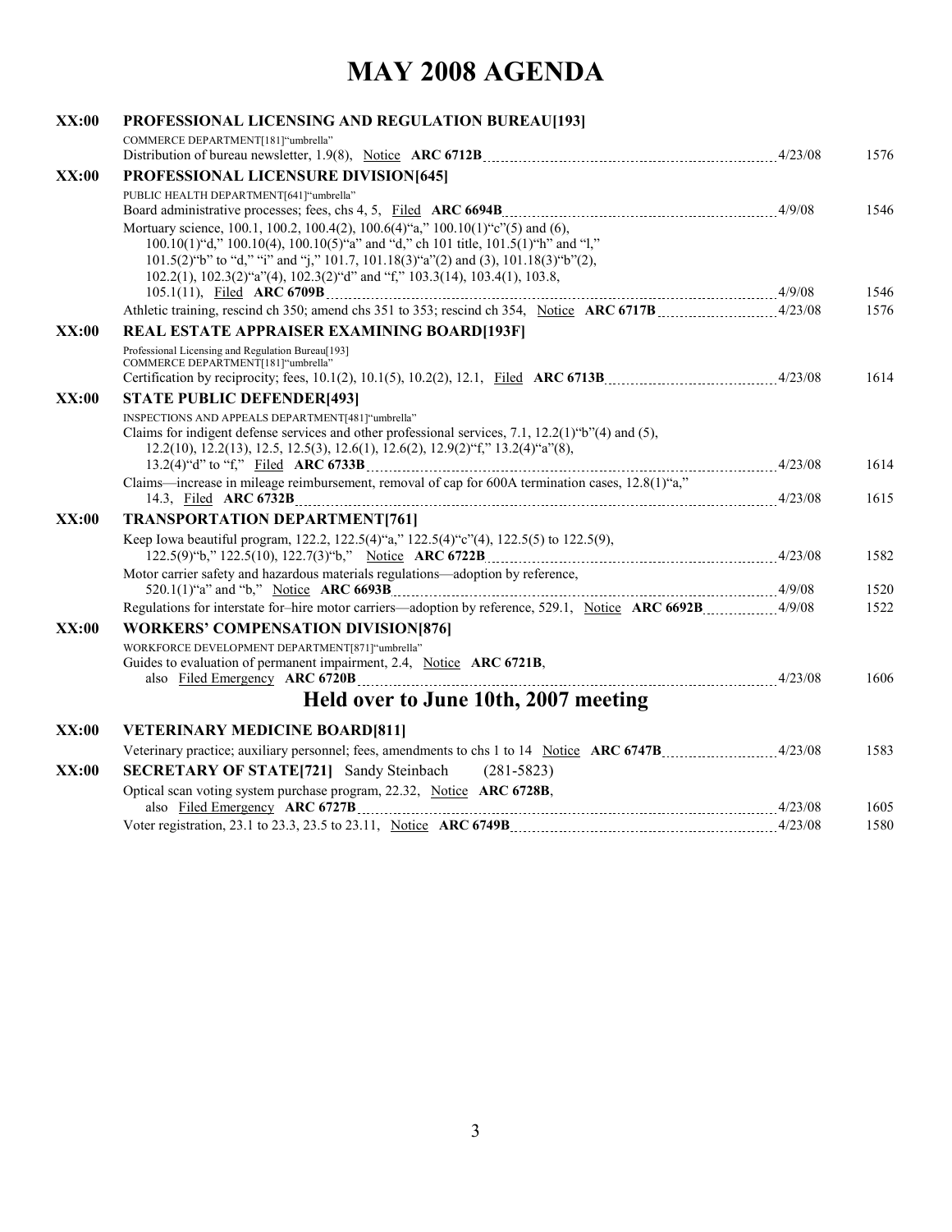# MAY 2008 AGENDA

**XX:00** **PROFESSIONAL LICENSING AND REGULATION BUREAU[193]**

COMMERCE DEPARTMENT[181]"umbrella"

Distribution of bureau newsletter, 1.9(8), Notice **ARC 6712B** ........ 4/23/08 1576

**XX:00** **PROFESSIONAL LICENSURE DIVISION[645]**

PUBLIC HEALTH DEPARTMENT[641]"umbrella"

Board administrative processes; fees, chs 4, 5, Filed **ARC 6694B** ........ 4/9/08 1546

Mortuary science, 100.1, 100.2, 100.4(2), 100.6(4)"a," 100.10(1)"c"(5) and (6), 100.10(1)"d," 100.10(4), 100.10(5)"a" and "d," ch 101 title, 101.5(1)"h" and "l," 101.5(2)"b" to "d," "i" and "j," 101.7, 101.18(3)"a"(2) and (3), 101.18(3)"b"(2), 102.2(1), 102.3(2)"a"(4), 102.3(2)"d" and "f," 103.3(14), 103.4(1), 103.8, 105.1(11), Filed **ARC 6709B** ........ 4/9/08 1546

Athletic training, rescind ch 350; amend chs 351 to 353; rescind ch 354, Notice **ARC 6717B** ........ 4/23/08 1576

**XX:00** **REAL ESTATE APPRAISER EXAMINING BOARD[193F]**

Professional Licensing and Regulation Bureau[193]
COMMERCE DEPARTMENT[181]"umbrella"

Certification by reciprocity; fees, 10.1(2), 10.1(5), 10.2(2), 12.1, Filed **ARC 6713B** ........ 4/23/08 1614

**XX:00** **STATE PUBLIC DEFENDER[493]**

INSPECTIONS AND APPEALS DEPARTMENT[481]"umbrella"

Claims for indigent defense services and other professional services, 7.1, 12.2(1)"b"(4) and (5), 12.2(10), 12.2(13), 12.5, 12.5(3), 12.6(1), 12.6(2), 12.9(2)"f," 13.2(4)"a"(8), 13.2(4)"d" to "f," Filed **ARC 6733B** ........ 4/23/08 1614

Claims—increase in mileage reimbursement, removal of cap for 600A termination cases, 12.8(1)"a," 14.3, Filed **ARC 6732B** ........ 4/23/08 1615

**XX:00** **TRANSPORTATION DEPARTMENT[761]**

Keep Iowa beautiful program, 122.2, 122.5(4)"a," 122.5(4)"c"(4), 122.5(5) to 122.5(9), 122.5(9)"b," 122.5(10), 122.7(3)"b," Notice **ARC 6722B** ........ 4/23/08 1582

Motor carrier safety and hazardous materials regulations—adoption by reference, 520.1(1)"a" and "b," Notice **ARC 6693B** ........ 4/9/08 1520

Regulations for interstate for–hire motor carriers—adoption by reference, 529.1, Notice **ARC 6692B** ........ 4/9/08 1522

**XX:00** **WORKERS' COMPENSATION DIVISION[876]**

WORKFORCE DEVELOPMENT DEPARTMENT[871]"umbrella"

Guides to evaluation of permanent impairment, 2.4, Notice **ARC 6721B**, also Filed Emergency **ARC 6720B** ........ 4/23/08 1606

## Held over to June 10th, 2007 meeting

**XX:00** **VETERINARY MEDICINE BOARD[811]**

Veterinary practice; auxiliary personnel; fees, amendments to chs 1 to 14 Notice **ARC 6747B** ........ 4/23/08 1583

**XX:00** **SECRETARY OF STATE[721]** Sandy Steinbach (281-5823)

Optical scan voting system purchase program, 22.32, Notice **ARC 6728B**, also Filed Emergency **ARC 6727B** ........ 4/23/08 1605

Voter registration, 23.1 to 23.3, 23.5 to 23.11, Notice **ARC 6749B** ........ 4/23/08 1580